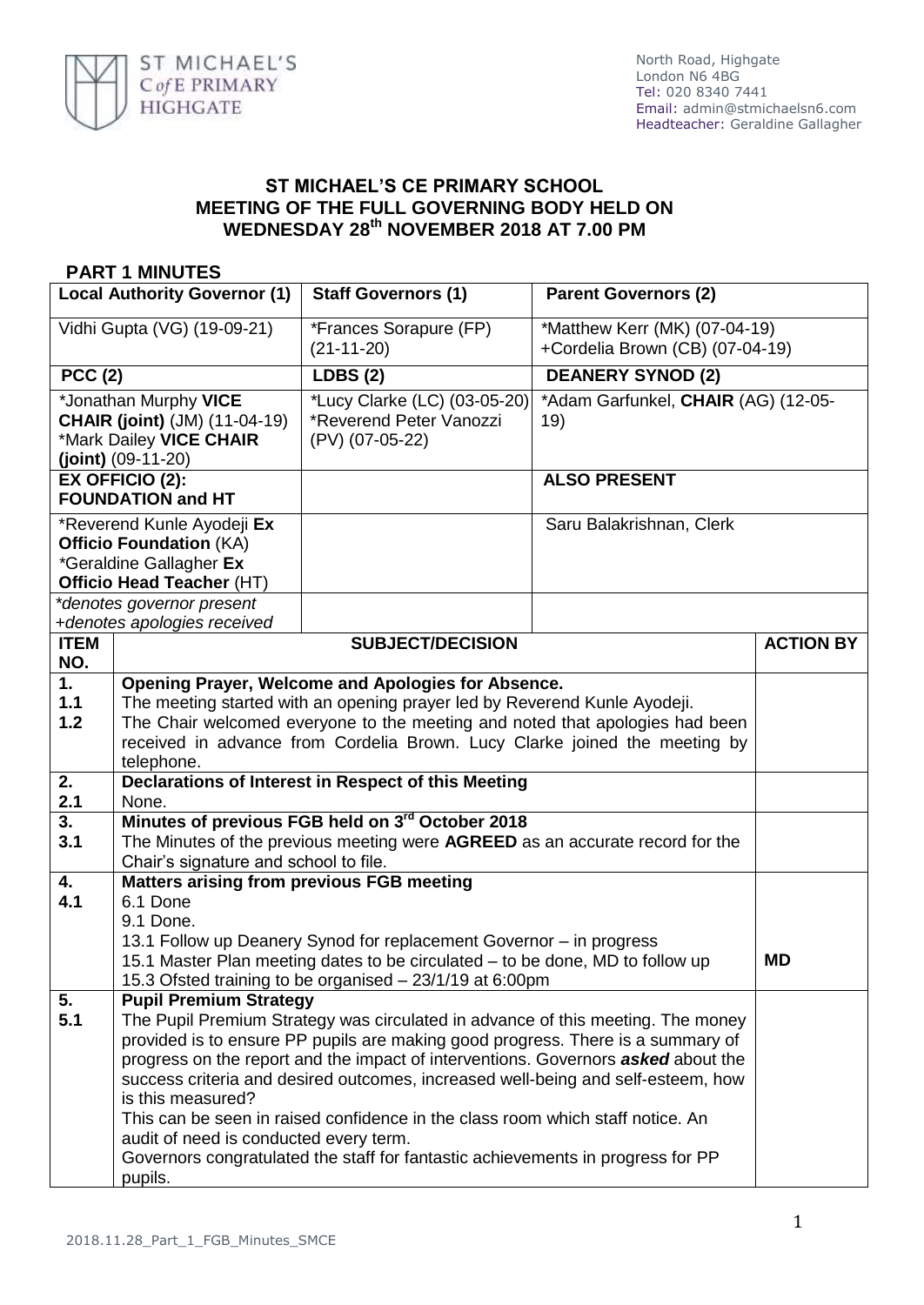ST MICHAEL'S C of E PRIMARY HIGHGATE

North Road, Highgate
London N6 4BG
Tel: 020 8340 7441
Email: admin@stmichaelsn6.com
Headteacher: Geraldine Gallagher

# ST MICHAEL'S CE PRIMARY SCHOOL
# MEETING OF THE FULL GOVERNING BODY HELD ON
# WEDNESDAY 28th NOVEMBER 2018 AT 7.00 PM

## PART 1 MINUTES

| **Local Authority Governor (1)** | **Staff Governors (1)** | **Parent Governors (2)** |
|---|---|---|
| Vidhi Gupta (VG) (19-09-21) | *Frances Sorapure (FP) (21-11-20) | *Matthew Kerr (MK) (07-04-19)<br>+Cordelia Brown (CB) (07-04-19) |
| **PCC (2)** | **LDBS (2)** | **DEANERY SYNOD (2)** |
| *Jonathan Murphy **VICE CHAIR (joint)** (JM) (11-04-19)<br>*Mark Dailey **VICE CHAIR (joint)** (09-11-20) | *Lucy Clarke (LC) (03-05-20)<br>*Reverend Peter Vanozzi (PV) (07-05-22) | *Adam Garfunkel, **CHAIR** (AG) (12-05-19) |
| **EX OFFICIO (2): FOUNDATION and HT** | | **ALSO PRESENT** |
| *Reverend Kunle Ayodeji **Ex Officio Foundation** (KA)<br>*Geraldine Gallagher **Ex Officio Head Teacher** (HT) | | Saru Balakrishnan, Clerk |
| *\*denotes governor present*<br>*+denotes apologies received* | | |

| **ITEM NO.** | **SUBJECT/DECISION** | **ACTION BY** |
|---|---|---|
| **1.** | **Opening Prayer, Welcome and Apologies for Absence.** | |
| **1.1** | The meeting started with an opening prayer led by Reverend Kunle Ayodeji. | |
| **1.2** | The Chair welcomed everyone to the meeting and noted that apologies had been received in advance from Cordelia Brown. Lucy Clarke joined the meeting by telephone. | |
| **2.** | **Declarations of Interest in Respect of this Meeting** | |
| **2.1** | None. | |
| **3.** | **Minutes of previous FGB held on 3rd October 2018** | |
| **3.1** | The Minutes of the previous meeting were **AGREED** as an accurate record for the Chair's signature and school to file. | |
| **4.** | **Matters arising from previous FGB meeting** | |
| **4.1** | 6.1 Done<br>9.1 Done.<br>13.1 Follow up Deanery Synod for replacement Governor – in progress<br>15.1 Master Plan meeting dates to be circulated – to be done, MD to follow up<br>15.3 Ofsted training to be organised – 23/1/19 at 6:00pm | **MD** |
| **5.** | **Pupil Premium Strategy** | |
| **5.1** | The Pupil Premium Strategy was circulated in advance of this meeting. The money provided is to ensure PP pupils are making good progress. There is a summary of progress on the report and the impact of interventions. Governors ***asked*** about the success criteria and desired outcomes, increased well-being and self-esteem, how is this measured?<br>This can be seen in raised confidence in the class room which staff notice. An audit of need is conducted every term.<br>Governors congratulated the staff for fantastic achievements in progress for PP pupils. | |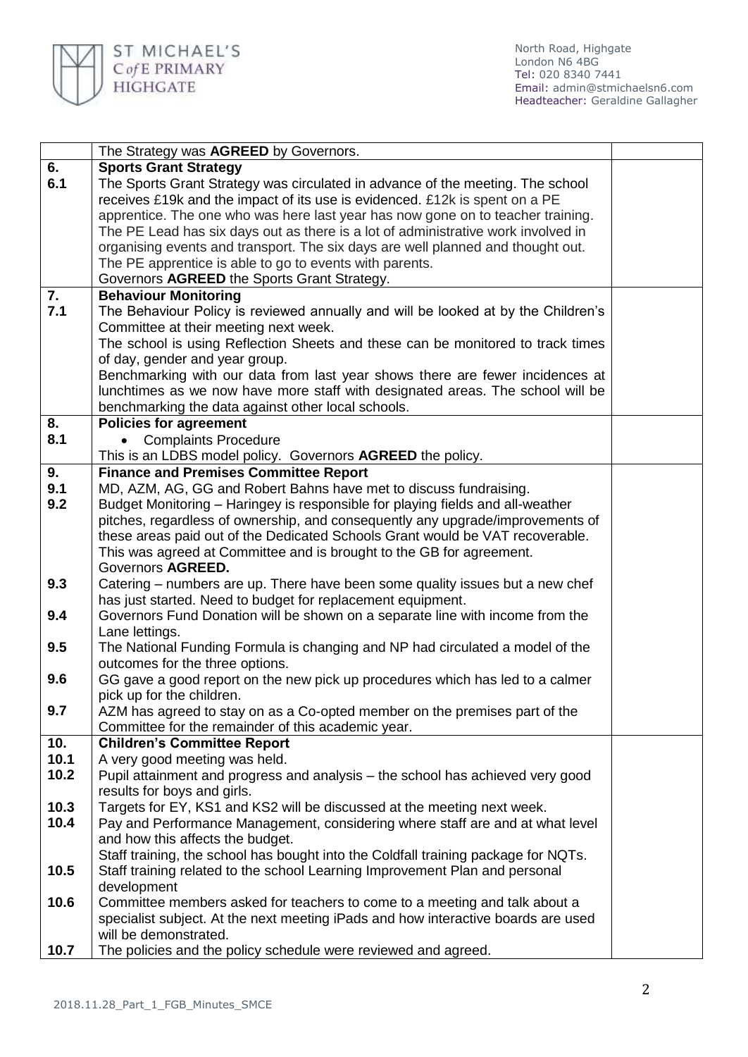| | | |
|---|---|---|
| | The Strategy was **AGREED** by Governors. | |
| **6.** | **Sports Grant Strategy** | |
| **6.1** | The Sports Grant Strategy was circulated in advance of the meeting. The school receives £19k and the impact of its use is evidenced. £12k is spent on a PE apprentice. The one who was here last year has now gone on to teacher training. The PE Lead has six days out as there is a lot of administrative work involved in organising events and transport. The six days are well planned and thought out. The PE apprentice is able to go to events with parents.<br>Governors **AGREED** the Sports Grant Strategy. | |
| **7.** | **Behaviour Monitoring** | |
| **7.1** | The Behaviour Policy is reviewed annually and will be looked at by the Children's Committee at their meeting next week.<br>The school is using Reflection Sheets and these can be monitored to track times of day, gender and year group.<br>Benchmarking with our data from last year shows there are fewer incidences at lunchtimes as we now have more staff with designated areas. The school will be benchmarking the data against other local schools. | |
| **8.** | **Policies for agreement** | |
| **8.1** | • Complaints Procedure<br>This is an LDBS model policy. Governors **AGREED** the policy. | |
| **9.** | **Finance and Premises Committee Report** | |
| **9.1** | MD, AZM, AG, GG and Robert Bahns have met to discuss fundraising. | |
| **9.2** | Budget Monitoring – Haringey is responsible for playing fields and all-weather pitches, regardless of ownership, and consequently any upgrade/improvements of these areas paid out of the Dedicated Schools Grant would be VAT recoverable. This was agreed at Committee and is brought to the GB for agreement.<br>Governors **AGREED.** | |
| **9.3** | Catering – numbers are up. There have been some quality issues but a new chef has just started. Need to budget for replacement equipment. | |
| **9.4** | Governors Fund Donation will be shown on a separate line with income from the Lane lettings. | |
| **9.5** | The National Funding Formula is changing and NP had circulated a model of the outcomes for the three options. | |
| **9.6** | GG gave a good report on the new pick up procedures which has led to a calmer pick up for the children. | |
| **9.7** | AZM has agreed to stay on as a Co-opted member on the premises part of the Committee for the remainder of this academic year. | |
| **10.** | **Children's Committee Report** | |
| **10.1** | A very good meeting was held. | |
| **10.2** | Pupil attainment and progress and analysis – the school has achieved very good results for boys and girls. | |
| **10.3** | Targets for EY, KS1 and KS2 will be discussed at the meeting next week. | |
| **10.4** | Pay and Performance Management, considering where staff are and at what level and how this affects the budget.<br>Staff training, the school has bought into the Coldfall training package for NQTs. | |
| **10.5** | Staff training related to the school Learning Improvement Plan and personal development | |
| **10.6** | Committee members asked for teachers to come to a meeting and talk about a specialist subject. At the next meeting iPads and how interactive boards are used will be demonstrated. | |
| **10.7** | The policies and the policy schedule were reviewed and agreed. | |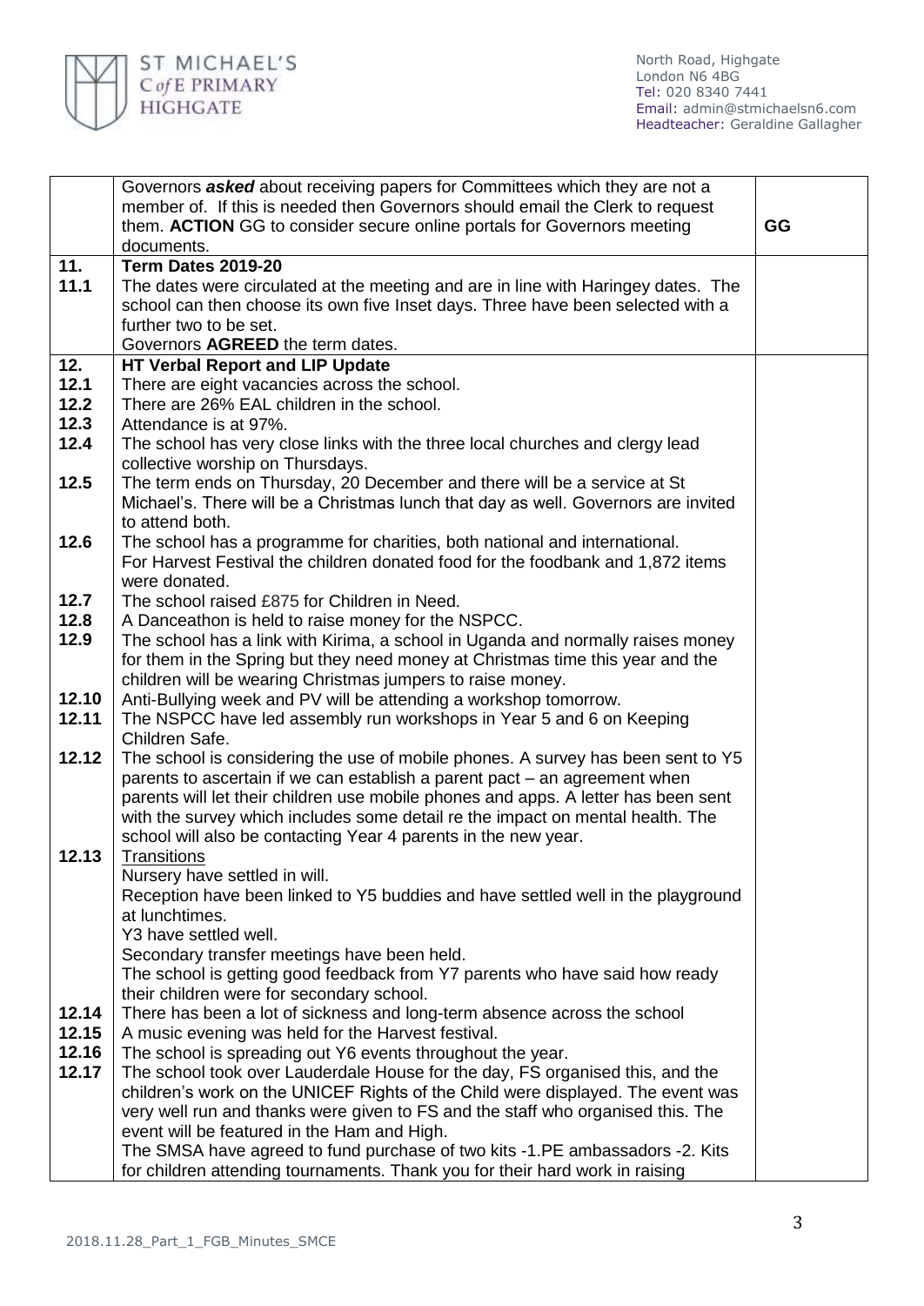| | | |
|---|---|---|
| | Governors ***asked*** about receiving papers for Committees which they are not a member of. If this is needed then Governors should email the Clerk to request them. **ACTION** GG to consider secure online portals for Governors meeting documents. | **GG** |
| **11.** | **Term Dates 2019-20** | |
| **11.1** | The dates were circulated at the meeting and are in line with Haringey dates. The school can then choose its own five Inset days. Three have been selected with a further two to be set.<br>Governors **AGREED** the term dates. | |
| **12.** | **HT Verbal Report and LIP Update** | |
| **12.1** | There are eight vacancies across the school. | |
| **12.2** | There are 26% EAL children in the school. | |
| **12.3** | Attendance is at 97%. | |
| **12.4** | The school has very close links with the three local churches and clergy lead collective worship on Thursdays. | |
| **12.5** | The term ends on Thursday, 20 December and there will be a service at St Michael's. There will be a Christmas lunch that day as well. Governors are invited to attend both. | |
| **12.6** | The school has a programme for charities, both national and international.<br>For Harvest Festival the children donated food for the foodbank and 1,872 items were donated. | |
| **12.7** | The school raised £875 for Children in Need. | |
| **12.8** | A Danceathon is held to raise money for the NSPCC. | |
| **12.9** | The school has a link with Kirima, a school in Uganda and normally raises money for them in the Spring but they need money at Christmas time this year and the children will be wearing Christmas jumpers to raise money. | |
| **12.10** | Anti-Bullying week and PV will be attending a workshop tomorrow. | |
| **12.11** | The NSPCC have led assembly run workshops in Year 5 and 6 on Keeping Children Safe. | |
| **12.12** | The school is considering the use of mobile phones. A survey has been sent to Y5 parents to ascertain if we can establish a parent pact – an agreement when parents will let their children use mobile phones and apps. A letter has been sent with the survey which includes some detail re the impact on mental health. The school will also be contacting Year 4 parents in the new year. | |
| **12.13** | <u>Transitions</u><br>Nursery have settled in will.<br>Reception have been linked to Y5 buddies and have settled well in the playground at lunchtimes.<br>Y3 have settled well.<br>Secondary transfer meetings have been held.<br>The school is getting good feedback from Y7 parents who have said how ready their children were for secondary school. | |
| **12.14** | There has been a lot of sickness and long-term absence across the school | |
| **12.15** | A music evening was held for the Harvest festival. | |
| **12.16** | The school is spreading out Y6 events throughout the year. | |
| **12.17** | The school took over Lauderdale House for the day, FS organised this, and the children's work on the UNICEF Rights of the Child were displayed. The event was very well run and thanks were given to FS and the staff who organised this. The event will be featured in the Ham and High.<br>The SMSA have agreed to fund purchase of two kits -1.PE ambassadors -2. Kits for children attending tournaments. Thank you for their hard work in raising | |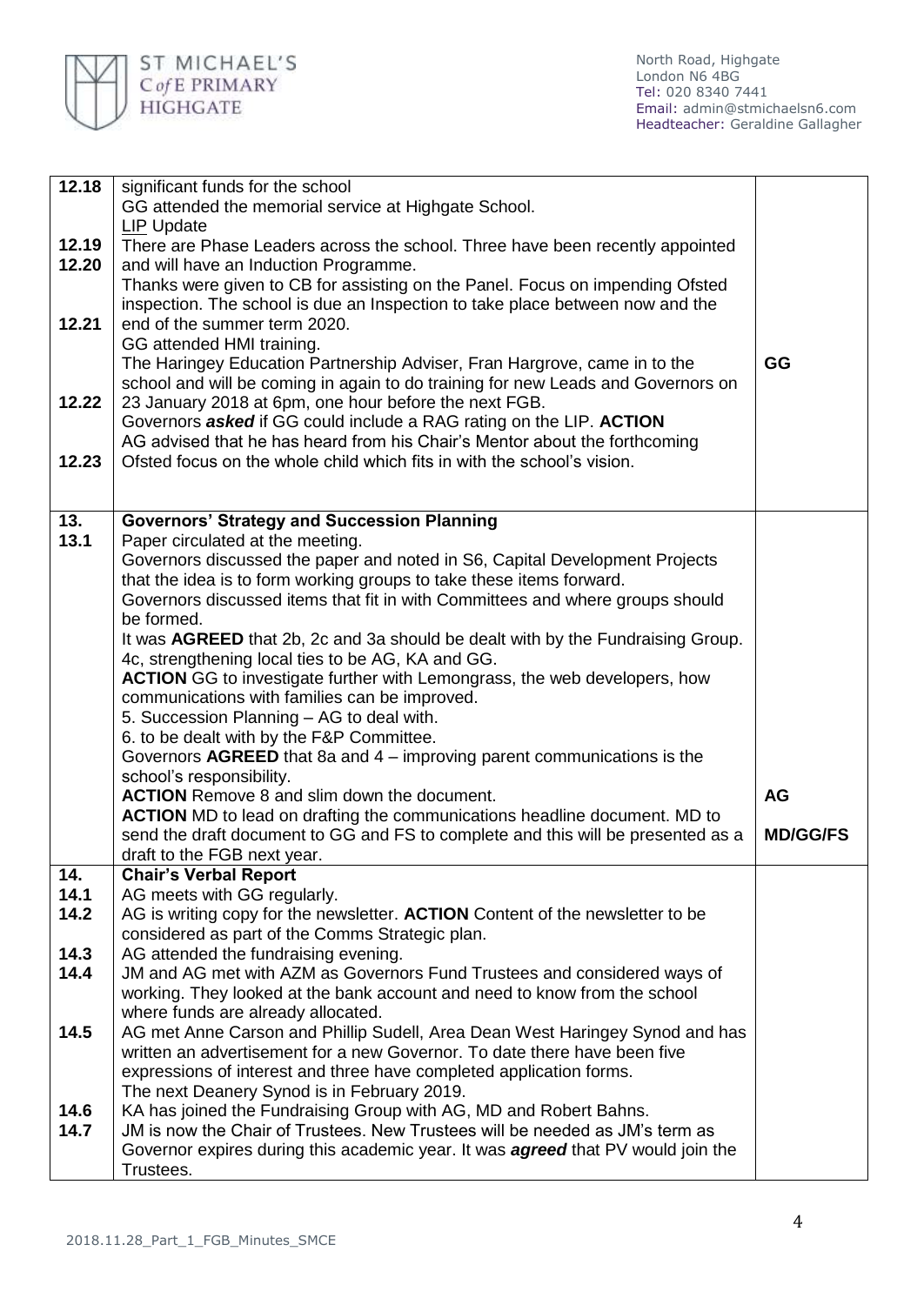| | | |
|---|---|---|
| 12.18 | significant funds for the school<br>GG attended the memorial service at Highgate School.<br>LIP Update | |
| 12.19<br>12.20 | There are Phase Leaders across the school. Three have been recently appointed and will have an Induction Programme.<br>Thanks were given to CB for assisting on the Panel. Focus on impending Ofsted inspection. The school is due an Inspection to take place between now and the end of the summer term 2020. | |
| 12.21 | GG attended HMI training.<br>The Haringey Education Partnership Adviser, Fran Hargrove, came in to the school and will be coming in again to do training for new Leads and Governors on 23 January 2018 at 6pm, one hour before the next FGB. | GG |
| 12.22 | Governors ***asked*** if GG could include a RAG rating on the LIP. **ACTION**<br>AG advised that he has heard from his Chair's Mentor about the forthcoming | |
| 12.23 | Ofsted focus on the whole child which fits in with the school's vision. | |
| **13.** | **Governors' Strategy and Succession Planning** | |
| 13.1 | Paper circulated at the meeting.<br>Governors discussed the paper and noted in S6, Capital Development Projects that the idea is to form working groups to take these items forward.<br>Governors discussed items that fit in with Committees and where groups should be formed.<br>It was **AGREED** that 2b, 2c and 3a should be dealt with by the Fundraising Group.<br>4c, strengthening local ties to be AG, KA and GG.<br>**ACTION** GG to investigate further with Lemongrass, the web developers, how communications with families can be improved.<br>5. Succession Planning – AG to deal with.<br>6. to be dealt with by the F&P Committee.<br>Governors **AGREED** that 8a and 4 – improving parent communications is the school's responsibility.<br>**ACTION** Remove 8 and slim down the document.<br>**ACTION** MD to lead on drafting the communications headline document. MD to send the draft document to GG and FS to complete and this will be presented as a draft to the FGB next year. | <br><br><br><br><br><br><br><br><br><br><br><br>**AG**<br><br>**MD/GG/FS** |
| **14.** | **Chair's Verbal Report** | |
| 14.1 | AG meets with GG regularly. | |
| 14.2 | AG is writing copy for the newsletter. **ACTION** Content of the newsletter to be considered as part of the Comms Strategic plan. | |
| 14.3 | AG attended the fundraising evening. | |
| 14.4 | JM and AG met with AZM as Governors Fund Trustees and considered ways of working. They looked at the bank account and need to know from the school where funds are already allocated. | |
| 14.5 | AG met Anne Carson and Phillip Sudell, Area Dean West Haringey Synod and has written an advertisement for a new Governor. To date there have been five expressions of interest and three have completed application forms.<br>The next Deanery Synod is in February 2019. | |
| 14.6 | KA has joined the Fundraising Group with AG, MD and Robert Bahns. | |
| 14.7 | JM is now the Chair of Trustees. New Trustees will be needed as JM's term as Governor expires during this academic year. It was ***agreed*** that PV would join the Trustees. | |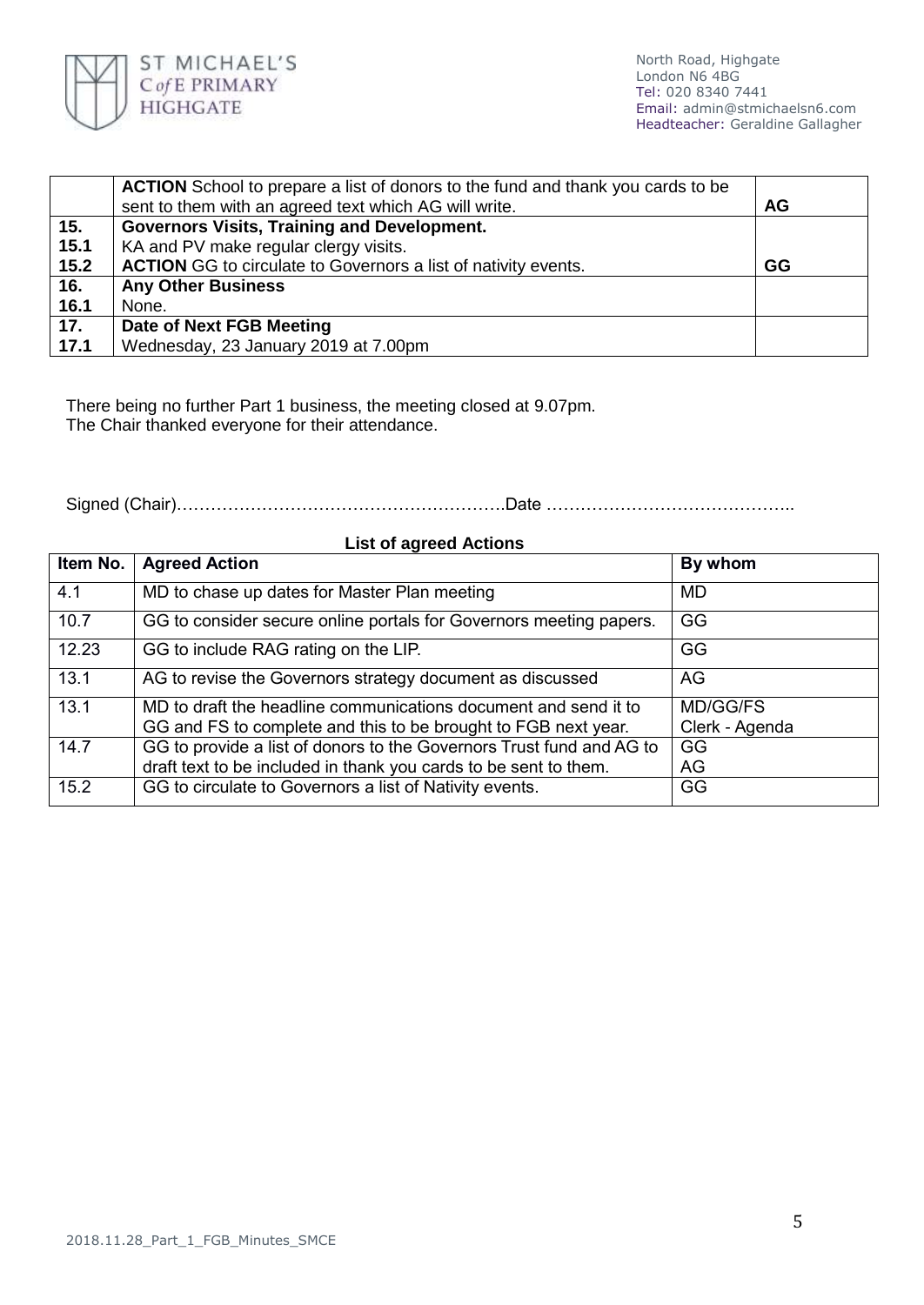| | | |
|---|---|---|
| | **ACTION** School to prepare a list of donors to the fund and thank you cards to be sent to them with an agreed text which AG will write. | **AG** |
| **15.** | **Governors Visits, Training and Development.** | |
| **15.1** | KA and PV make regular clergy visits. | |
| **15.2** | **ACTION** GG to circulate to Governors a list of nativity events. | **GG** |
| **16.** | **Any Other Business** | |
| **16.1** | None. | |
| **17.** | **Date of Next FGB Meeting** | |
| **17.1** | Wednesday, 23 January 2019 at 7.00pm | |

There being no further Part 1 business, the meeting closed at 9.07pm.
The Chair thanked everyone for their attendance.

Signed (Chair)………………………………………………….Date ……………………………………..

**List of agreed Actions**

| Item No. | Agreed Action | By whom |
|---|---|---|
| 4.1 | MD to chase up dates for Master Plan meeting | MD |
| 10.7 | GG to consider secure online portals for Governors meeting papers. | GG |
| 12.23 | GG to include RAG rating on the LIP. | GG |
| 13.1 | AG to revise the Governors strategy document as discussed | AG |
| 13.1 | MD to draft the headline communications document and send it to GG and FS to complete and this to be brought to FGB next year. | MD/GG/FS<br>Clerk - Agenda |
| 14.7 | GG to provide a list of donors to the Governors Trust fund and AG to draft text to be included in thank you cards to be sent to them. | GG<br>AG |
| 15.2 | GG to circulate to Governors a list of Nativity events. | GG |